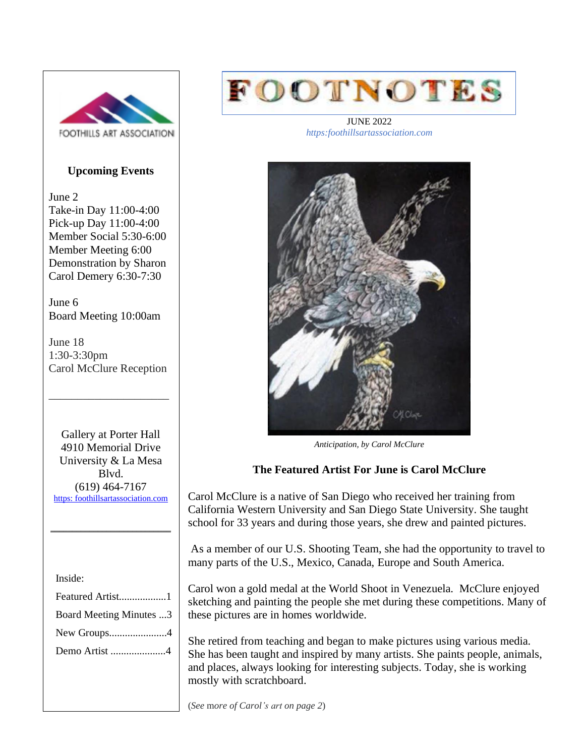# FOOTNOTES

JUNE 2022
*https:foothillsartassociation.com*

*Anticipation, by Carol McClure*

### The Featured Artist For June is Carol McClure

Carol McClure is a native of San Diego who received her training from California Western University and San Diego State University. She taught school for 33 years and during those years, she drew and painted pictures.

As a member of our U.S. Shooting Team, she had the opportunity to travel to many parts of the U.S., Mexico, Canada, Europe and South America.

Carol won a gold medal at the World Shoot in Venezuela. McClure enjoyed sketching and painting the people she met during these competitions. Many of these pictures are in homes worldwide.

She retired from teaching and began to make pictures using various media. She has been taught and inspired by many artists. She paints people, animals, and places, always looking for interesting subjects. Today, she is working mostly with scratchboard.

(*See more of Carol's art on page 2*)

---

FOOTHILLS ART ASSOCIATION

**Upcoming Events**

June 2
Take-in Day 11:00-4:00
Pick-up Day 11:00-4:00
Member Social 5:30-6:00
Member Meeting 6:00
Demonstration by Sharon Carol Demery 6:30-7:30

June 6
Board Meeting 10:00am

June 18
1:30-3:30pm
Carol McClure Reception

---

Gallery at Porter Hall
4910 Memorial Drive
University & La Mesa Blvd.
(619) 464-7167
https: foothillsartassociation.com

---

Inside:

Featured Artist..................1
Board Meeting Minutes ...3
New Groups......................4
Demo Artist .....................4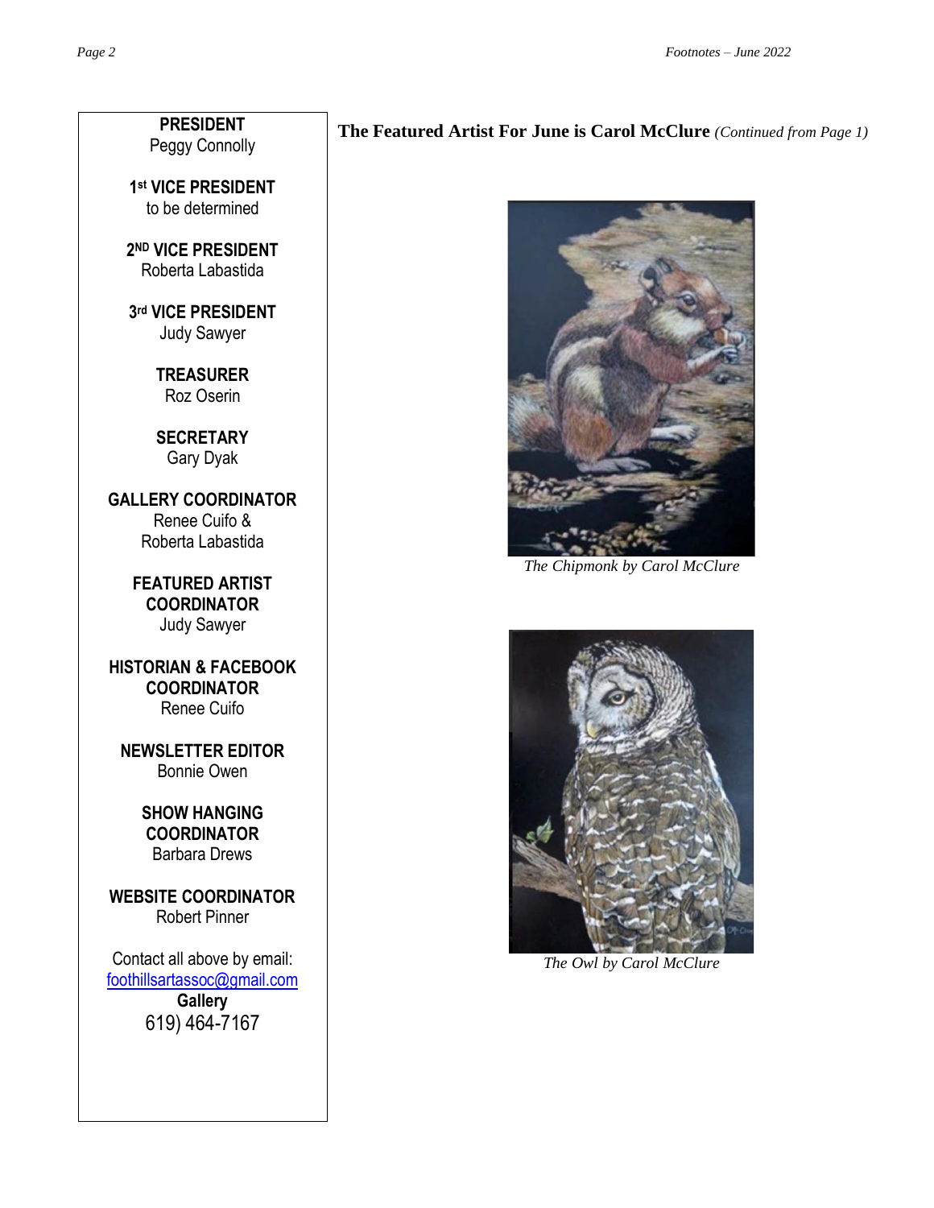**PRESIDENT**
Peggy Connolly

**1st VICE PRESIDENT**
to be determined

**2ND VICE PRESIDENT**
Roberta Labastida

**3rd VICE PRESIDENT**
Judy Sawyer

**TREASURER**
Roz Oserin

**SECRETARY**
Gary Dyak

**GALLERY COORDINATOR**
Renee Cuifo &
Roberta Labastida

**FEATURED ARTIST COORDINATOR**
Judy Sawyer

**HISTORIAN & FACEBOOK COORDINATOR**
Renee Cuifo

**NEWSLETTER EDITOR**
Bonnie Owen

**SHOW HANGING COORDINATOR**
Barbara Drews

**WEBSITE COORDINATOR**
Robert Pinner

Contact all above by email:
[foothillsartassoc@gmail.com](mailto:foothillsartassoc@gmail.com)
**Gallery**
619) 464-7167

## The Featured Artist For June is Carol McClure *(Continued from Page 1)*

*The Chipmonk by Carol McClure*

*The Owl by Carol McClure*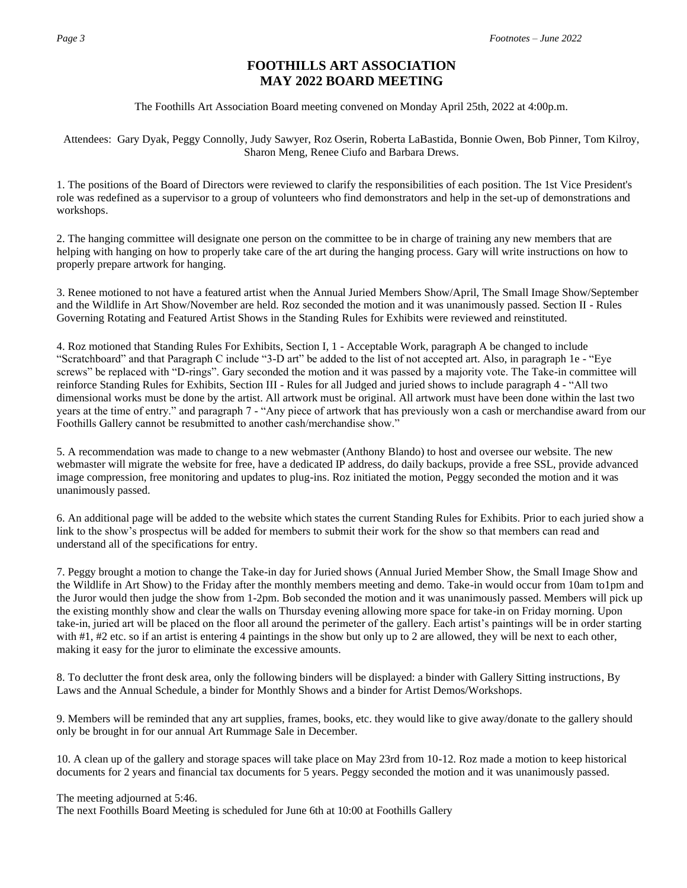# FOOTHILLS ART ASSOCIATION
# MAY 2022 BOARD MEETING

The Foothills Art Association Board meeting convened on Monday April 25th, 2022 at 4:00p.m.

Attendees: Gary Dyak, Peggy Connolly, Judy Sawyer, Roz Oserin, Roberta LaBastida, Bonnie Owen, Bob Pinner, Tom Kilroy, Sharon Meng, Renee Ciufo and Barbara Drews.

1. The positions of the Board of Directors were reviewed to clarify the responsibilities of each position. The 1st Vice President's role was redefined as a supervisor to a group of volunteers who find demonstrators and help in the set-up of demonstrations and workshops.

2. The hanging committee will designate one person on the committee to be in charge of training any new members that are helping with hanging on how to properly take care of the art during the hanging process. Gary will write instructions on how to properly prepare artwork for hanging.

3. Renee motioned to not have a featured artist when the Annual Juried Members Show/April, The Small Image Show/September and the Wildlife in Art Show/November are held. Roz seconded the motion and it was unanimously passed. Section II - Rules Governing Rotating and Featured Artist Shows in the Standing Rules for Exhibits were reviewed and reinstituted.

4. Roz motioned that Standing Rules For Exhibits, Section I, 1 - Acceptable Work, paragraph A be changed to include "Scratchboard" and that Paragraph C include "3-D art" be added to the list of not accepted art. Also, in paragraph 1e - "Eye screws" be replaced with "D-rings". Gary seconded the motion and it was passed by a majority vote. The Take-in committee will reinforce Standing Rules for Exhibits, Section III - Rules for all Judged and juried shows to include paragraph 4 - "All two dimensional works must be done by the artist. All artwork must be original. All artwork must have been done within the last two years at the time of entry." and paragraph 7 - "Any piece of artwork that has previously won a cash or merchandise award from our Foothills Gallery cannot be resubmitted to another cash/merchandise show."

5. A recommendation was made to change to a new webmaster (Anthony Blando) to host and oversee our website. The new webmaster will migrate the website for free, have a dedicated IP address, do daily backups, provide a free SSL, provide advanced image compression, free monitoring and updates to plug-ins. Roz initiated the motion, Peggy seconded the motion and it was unanimously passed.

6. An additional page will be added to the website which states the current Standing Rules for Exhibits. Prior to each juried show a link to the show's prospectus will be added for members to submit their work for the show so that members can read and understand all of the specifications for entry.

7. Peggy brought a motion to change the Take-in day for Juried shows (Annual Juried Member Show, the Small Image Show and the Wildlife in Art Show) to the Friday after the monthly members meeting and demo. Take-in would occur from 10am to1pm and the Juror would then judge the show from 1-2pm. Bob seconded the motion and it was unanimously passed. Members will pick up the existing monthly show and clear the walls on Thursday evening allowing more space for take-in on Friday morning. Upon take-in, juried art will be placed on the floor all around the perimeter of the gallery. Each artist's paintings will be in order starting with #1, #2 etc. so if an artist is entering 4 paintings in the show but only up to 2 are allowed, they will be next to each other, making it easy for the juror to eliminate the excessive amounts.

8. To declutter the front desk area, only the following binders will be displayed: a binder with Gallery Sitting instructions, By Laws and the Annual Schedule, a binder for Monthly Shows and a binder for Artist Demos/Workshops.

9. Members will be reminded that any art supplies, frames, books, etc. they would like to give away/donate to the gallery should only be brought in for our annual Art Rummage Sale in December.

10. A clean up of the gallery and storage spaces will take place on May 23rd from 10-12. Roz made a motion to keep historical documents for 2 years and financial tax documents for 5 years. Peggy seconded the motion and it was unanimously passed.

The meeting adjourned at 5:46.
The next Foothills Board Meeting is scheduled for June 6th at 10:00 at Foothills Gallery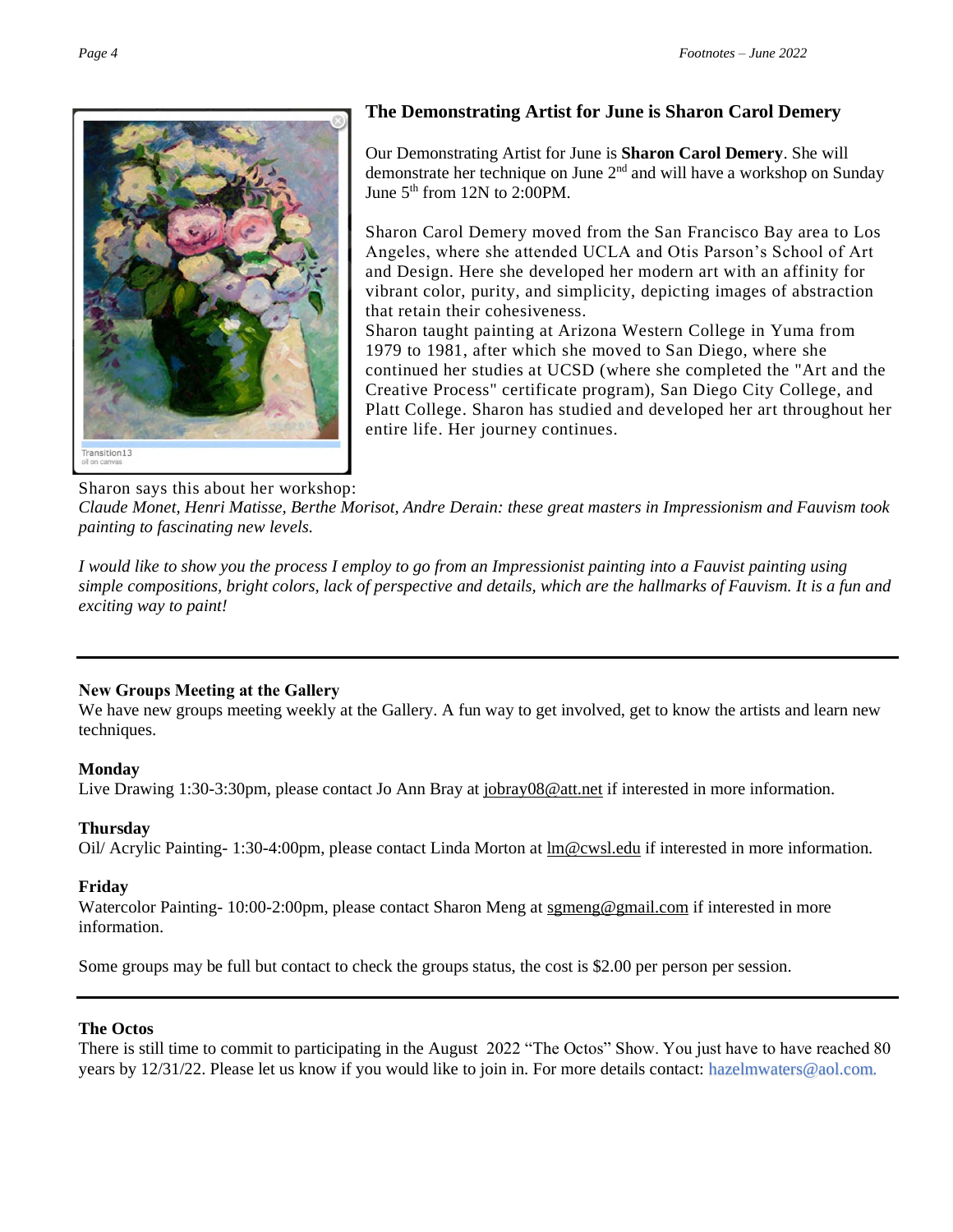## The Demonstrating Artist for June is Sharon Carol Demery

Transition13
oil on canvas

Our Demonstrating Artist for June is **Sharon Carol Demery**. She will demonstrate her technique on June 2nd and will have a workshop on Sunday June 5th from 12N to 2:00PM.

Sharon Carol Demery moved from the San Francisco Bay area to Los Angeles, where she attended UCLA and Otis Parson's School of Art and Design. Here she developed her modern art with an affinity for vibrant color, purity, and simplicity, depicting images of abstraction that retain their cohesiveness.
Sharon taught painting at Arizona Western College in Yuma from 1979 to 1981, after which she moved to San Diego, where she continued her studies at UCSD (where she completed the "Art and the Creative Process" certificate program), San Diego City College, and Platt College. Sharon has studied and developed her art throughout her entire life. Her journey continues.

Sharon says this about her workshop:
*Claude Monet, Henri Matisse, Berthe Morisot, Andre Derain: these great masters in Impressionism and Fauvism took painting to fascinating new levels.*

*I would like to show you the process I employ to go from an Impressionist painting into a Fauvist painting using simple compositions, bright colors, lack of perspective and details, which are the hallmarks of Fauvism. It is a fun and exciting way to paint!*

---

**New Groups Meeting at the Gallery**
We have new groups meeting weekly at the Gallery. A fun way to get involved, get to know the artists and learn new techniques.

**Monday**
Live Drawing 1:30-3:30pm, please contact Jo Ann Bray at jobray08@att.net if interested in more information.

**Thursday**
Oil/ Acrylic Painting- 1:30-4:00pm, please contact Linda Morton at lm@cwsl.edu if interested in more information.

**Friday**
Watercolor Painting- 10:00-2:00pm, please contact Sharon Meng at sgmeng@gmail.com if interested in more information.

Some groups may be full but contact to check the groups status, the cost is $2.00 per person per session.

---

**The Octos**
There is still time to commit to participating in the August 2022 "The Octos" Show. You just have to have reached 80 years by 12/31/22. Please let us know if you would like to join in. For more details contact: hazelmwaters@aol.com.